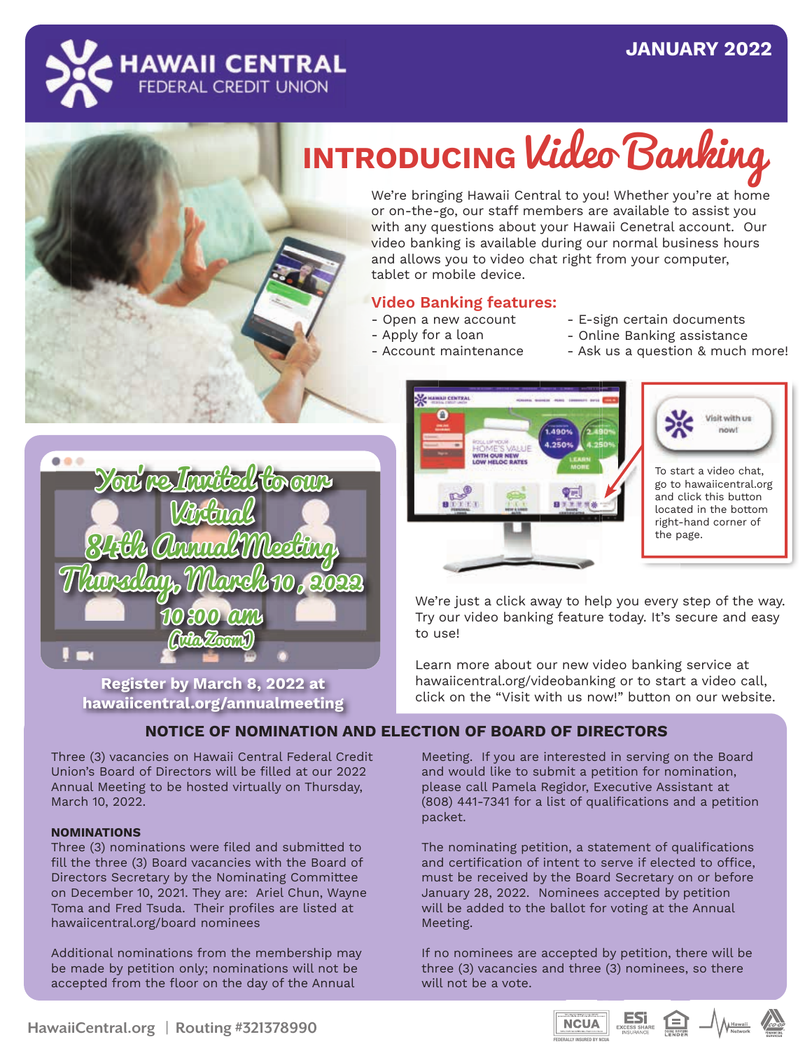# HAWAII CENTRAL FEDERAL CREDIT UNION

**JANUARY 2022**

## INTRODUCING *Video Banking*

We're bringing Hawaii Central to you! Whether you're at home or on-the-go, our staff members are available to assist you with any questions about your Hawaii Cenetral account. Our video banking is available during our normal business hours and allows you to video chat right from your computer, tablet or mobile device.

### Video Banking features:

- Open a new account
- Apply for a loan
- Account maintenance
- E-sign certain documents
- Online Banking assistance
- Ask us a question & much more!

To start a video chat, go to hawaiicentral.org and click this button located in the bottom right-hand corner of the page.

We're just a click away to help you every step of the way. Try our video banking feature today. It's secure and easy to use!

Learn more about our new video banking service at hawaiicentral.org/videobanking or to start a video call, click on the "Visit with us now!" button on our website.

## *You're Invited to our Virtual 84th Annual Meeting*

*Thursday, March 10, 2022*

*10:00 am*

*(via Zoom)*

**Register by March 8, 2022 at hawaiicentral.org/annualmeeting**

## NOTICE OF NOMINATION AND ELECTION OF BOARD OF DIRECTORS

Three (3) vacancies on Hawaii Central Federal Credit Union's Board of Directors will be filled at our 2022 Annual Meeting to be hosted virtually on Thursday, March 10, 2022.

**NOMINATIONS**

Three (3) nominations were filed and submitted to fill the three (3) Board vacancies with the Board of Directors Secretary by the Nominating Committee on December 10, 2021. They are: Ariel Chun, Wayne Toma and Fred Tsuda. Their profiles are listed at hawaiicentral.org/board nominees

Additional nominations from the membership may be made by petition only; nominations will not be accepted from the floor on the day of the Annual Meeting. If you are interested in serving on the Board and would like to submit a petition for nomination, please call Pamela Regidor, Executive Assistant at (808) 441-7341 for a list of qualifications and a petition packet.

The nominating petition, a statement of qualifications and certification of intent to serve if elected to office, must be received by the Board Secretary on or before January 28, 2022. Nominees accepted by petition will be added to the ballot for voting at the Annual Meeting.

If no nominees are accepted by petition, there will be three (3) vacancies and three (3) nominees, so there will not be a vote.

HawaiiCentral.org | Routing #321378990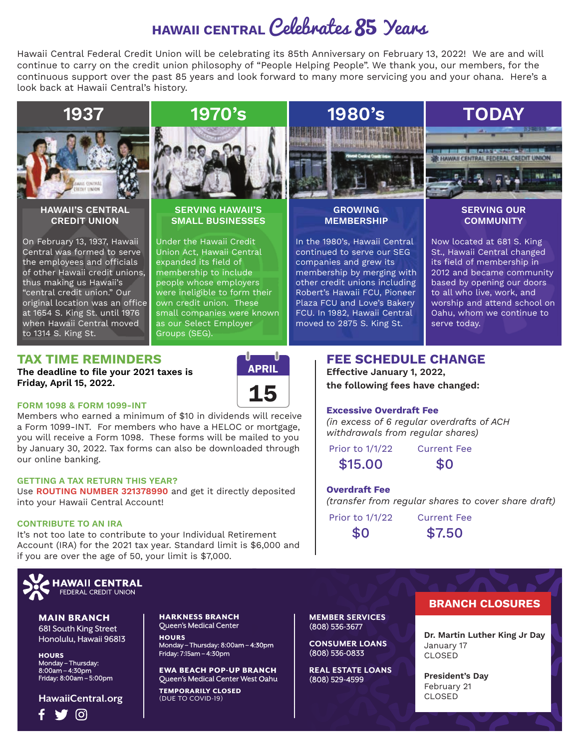# HAWAII CENTRAL Celebrates 85 Years

Hawaii Central Federal Credit Union will be celebrating its 85th Anniversary on February 13, 2022! We are and will continue to carry on the credit union philosophy of "People Helping People". We thank you, our members, for the continuous support over the past 85 years and look forward to many more servicing you and your ohana. Here's a look back at Hawaii Central's history.

## 1937

### HAWAII'S CENTRAL CREDIT UNION

On February 13, 1937, Hawaii Central was formed to serve the employees and officials of other Hawaii credit unions, thus making us Hawaii's "central credit union." Our original location was an office at 1654 S. King St. until 1976 when Hawaii Central moved to 1314 S. King St.

## 1970's

### SERVING HAWAII'S SMALL BUSINESSES

Under the Hawaii Credit Union Act, Hawaii Central expanded its field of membership to include people whose employers were ineligible to form their own credit union. These small companies were known as our Select Employer Groups (SEG).

## 1980's

### GROWING MEMBERSHIP

In the 1980's, Hawaii Central continued to serve our SEG companies and grew its membership by merging with other credit unions including Robert's Hawaii FCU, Pioneer Plaza FCU and Love's Bakery FCU. In 1982, Hawaii Central moved to 2875 S. King St.

## TODAY

### SERVING OUR COMMUNITY

Now located at 681 S. King St., Hawaii Central changed its field of membership in 2012 and became community based by opening our doors to all who live, work, and worship and attend school on Oahu, whom we continue to serve today.

## TAX TIME REMINDERS

**The deadline to file your 2021 taxes is Friday, April 15, 2022.**

APRIL 15

### FORM 1098 & FORM 1099-INT

Members who earned a minimum of $10 in dividends will receive a Form 1099-INT. For members who have a HELOC or mortgage, you will receive a Form 1098. These forms will be mailed to you by January 30, 2022. Tax forms can also be downloaded through our online banking.

### GETTING A TAX RETURN THIS YEAR?

Use **ROUTING NUMBER 321378990** and get it directly deposited into your Hawaii Central Account!

### CONTRIBUTE TO AN IRA

It's not too late to contribute to your Individual Retirement Account (IRA) for the 2021 tax year. Standard limit is $6,000 and if you are over the age of 50, your limit is $7,000.

## FEE SCHEDULE CHANGE

**Effective January 1, 2022, the following fees have changed:**

### Excessive Overdraft Fee

*(in excess of 6 regular overdrafts of ACH withdrawals from regular shares)*

| Prior to 1/1/22 | Current Fee |
|---|---|
| $15.00 | $0 |

### Overdraft Fee

*(transfer from regular shares to cover share draft)*

| Prior to 1/1/22 | Current Fee |
|---|---|
| $0 | $7.50 |

---

**HAWAII CENTRAL**
FEDERAL CREDIT UNION

**MAIN BRANCH**
681 South King Street
Honolulu, Hawaii 96813

**HOURS**
Monday – Thursday:
8:00am – 4:30pm
Friday: 8:00am – 5:00pm

HawaiiCentral.org

**HARKNESS BRANCH**
Queen's Medical Center

**HOURS**
Monday – Thursday: 8:00am – 4:30pm
Friday: 7:15am – 4:30pm

**EWA BEACH POP-UP BRANCH**
Queen's Medical Center West Oahu

**TEMPORARILY CLOSED**
(DUE TO COVID-19)

**MEMBER SERVICES**
(808) 536-3677

**CONSUMER LOANS**
(808) 536-0833

**REAL ESTATE LOANS**
(808) 529-4599

### BRANCH CLOSURES

**Dr. Martin Luther King Jr Day**
January 17
CLOSED

**President's Day**
February 21
CLOSED